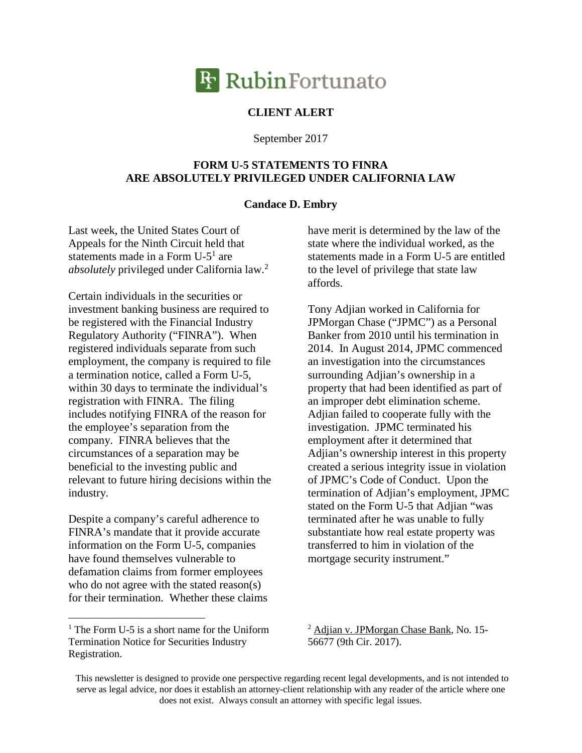RubinFortunato

**CLIENT ALERT**

September 2017

# FORM U-5 STATEMENTS TO FINRA ARE ABSOLUTELY PRIVILEGED UNDER CALIFORNIA LAW

**Candace D. Embry**

Last week, the United States Court of Appeals for the Ninth Circuit held that statements made in a Form U-5[1] are *absolutely* privileged under California law.[2]

Certain individuals in the securities or investment banking business are required to be registered with the Financial Industry Regulatory Authority ("FINRA"). When registered individuals separate from such employment, the company is required to file a termination notice, called a Form U-5, within 30 days to terminate the individual's registration with FINRA. The filing includes notifying FINRA of the reason for the employee's separation from the company. FINRA believes that the circumstances of a separation may be beneficial to the investing public and relevant to future hiring decisions within the industry.

Despite a company's careful adherence to FINRA's mandate that it provide accurate information on the Form U-5, companies have found themselves vulnerable to defamation claims from former employees who do not agree with the stated reason(s) for their termination. Whether these claims have merit is determined by the law of the state where the individual worked, as the statements made in a Form U-5 are entitled to the level of privilege that state law affords.

Tony Adjian worked in California for JPMorgan Chase ("JPMC") as a Personal Banker from 2010 until his termination in 2014. In August 2014, JPMC commenced an investigation into the circumstances surrounding Adjian's ownership in a property that had been identified as part of an improper debt elimination scheme. Adjian failed to cooperate fully with the investigation. JPMC terminated his employment after it determined that Adjian's ownership interest in this property created a serious integrity issue in violation of JPMC's Code of Conduct. Upon the termination of Adjian's employment, JPMC stated on the Form U-5 that Adjian "was terminated after he was unable to fully substantiate how real estate property was transferred to him in violation of the mortgage security instrument."

[1] The Form U-5 is a short name for the Uniform Termination Notice for Securities Industry Registration.

[2] Adjian v. JPMorgan Chase Bank, No. 15-56677 (9th Cir. 2017).

This newsletter is designed to provide one perspective regarding recent legal developments, and is not intended to serve as legal advice, nor does it establish an attorney-client relationship with any reader of the article where one does not exist. Always consult an attorney with specific legal issues.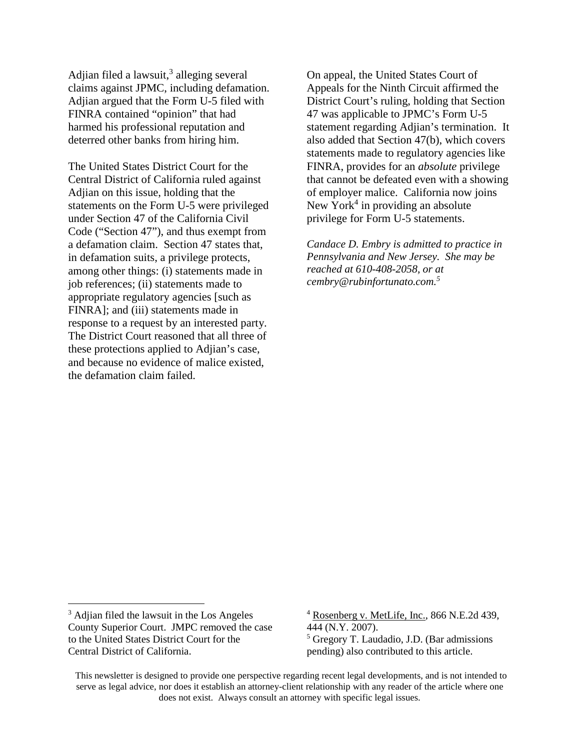Adjian filed a lawsuit,[3] alleging several claims against JPMC, including defamation. Adjian argued that the Form U-5 filed with FINRA contained "opinion" that had harmed his professional reputation and deterred other banks from hiring him.

The United States District Court for the Central District of California ruled against Adjian on this issue, holding that the statements on the Form U-5 were privileged under Section 47 of the California Civil Code ("Section 47"), and thus exempt from a defamation claim. Section 47 states that, in defamation suits, a privilege protects, among other things: (i) statements made in job references; (ii) statements made to appropriate regulatory agencies [such as FINRA]; and (iii) statements made in response to a request by an interested party. The District Court reasoned that all three of these protections applied to Adjian's case, and because no evidence of malice existed, the defamation claim failed.

On appeal, the United States Court of Appeals for the Ninth Circuit affirmed the District Court's ruling, holding that Section 47 was applicable to JPMC's Form U-5 statement regarding Adjian's termination. It also added that Section 47(b), which covers statements made to regulatory agencies like FINRA, provides for an *absolute* privilege that cannot be defeated even with a showing of employer malice. California now joins New York[4] in providing an absolute privilege for Form U-5 statements.

*Candace D. Embry is admitted to practice in Pennsylvania and New Jersey. She may be reached at 610-408-2058, or at cembry@rubinfortunato.com.[5]*

---

[3] Adjian filed the lawsuit in the Los Angeles County Superior Court. JMPC removed the case to the United States District Court for the Central District of California.

[4] Rosenberg v. MetLife, Inc., 866 N.E.2d 439, 444 (N.Y. 2007).

[5] Gregory T. Laudadio, J.D. (Bar admissions pending) also contributed to this article.

This newsletter is designed to provide one perspective regarding recent legal developments, and is not intended to serve as legal advice, nor does it establish an attorney-client relationship with any reader of the article where one does not exist. Always consult an attorney with specific legal issues.